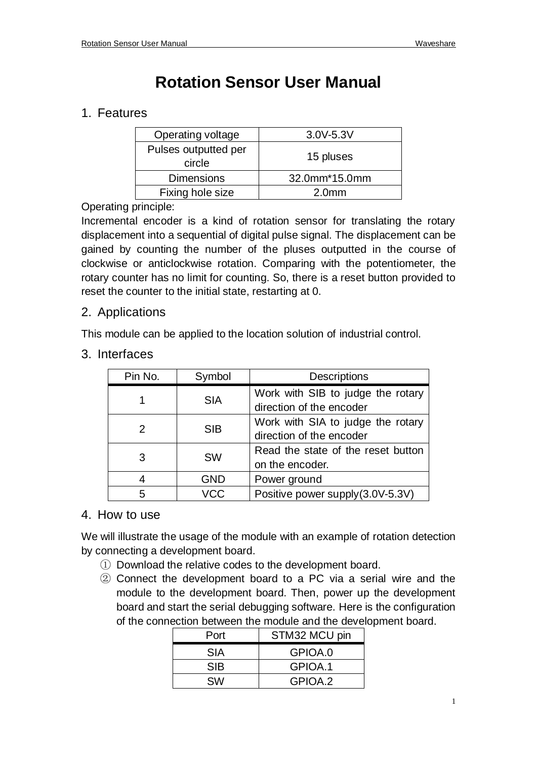# Rotation Sensor User Manual

## 1. Features

| Operating voltage | 3.0V-5.3V |
|---|---|
| Pulses outputted per circle | 15 pluses |
| Dimensions | 32.0mm*15.0mm |
| Fixing hole size | 2.0mm |

Operating principle:

Incremental encoder is a kind of rotation sensor for translating the rotary displacement into a sequential of digital pulse signal. The displacement can be gained by counting the number of the pluses outputted in the course of clockwise or anticlockwise rotation. Comparing with the potentiometer, the rotary counter has no limit for counting. So, there is a reset button provided to reset the counter to the initial state, restarting at 0.

## 2. Applications

This module can be applied to the location solution of industrial control.

## 3. Interfaces

| Pin No. | Symbol | Descriptions |
|---|---|---|
| 1 | SIA | Work with SIB to judge the rotary direction of the encoder |
| 2 | SIB | Work with SIA to judge the rotary direction of the encoder |
| 3 | SW | Read the state of the reset button on the encoder. |
| 4 | GND | Power ground |
| 5 | VCC | Positive power supply(3.0V-5.3V) |

## 4. How to use

We will illustrate the usage of the module with an example of rotation detection by connecting a development board.

① Download the relative codes to the development board.

② Connect the development board to a PC via a serial wire and the module to the development board. Then, power up the development board and start the serial debugging software. Here is the configuration of the connection between the module and the development board.

| Port | STM32 MCU pin |
|---|---|
| SIA | GPIOA.0 |
| SIB | GPIOA.1 |
| SW | GPIOA.2 |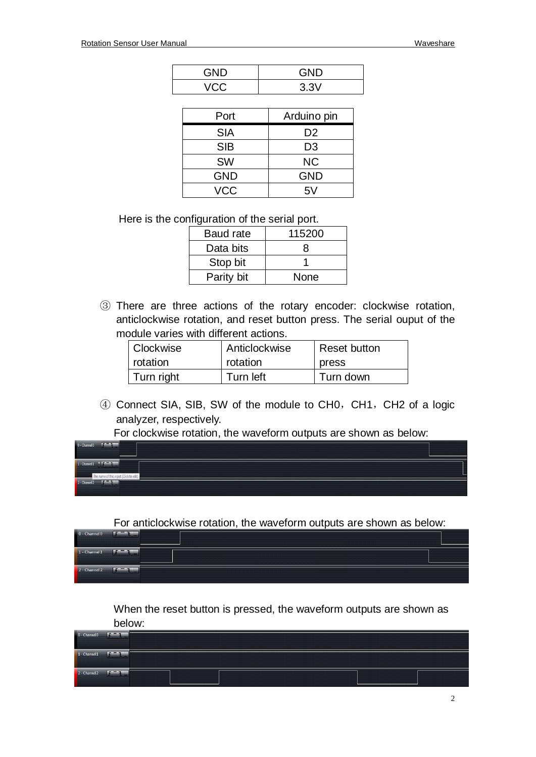| | |
|---|---|
| GND | GND |
| VCC | 3.3V |

| Port | Arduino pin |
|---|---|
| SIA | D2 |
| SIB | D3 |
| SW | NC |
| GND | GND |
| VCC | 5V |

Here is the configuration of the serial port.

| | |
|---|---|
| Baud rate | 115200 |
| Data bits | 8 |
| Stop bit | 1 |
| Parity bit | None |

③ There are three actions of the rotary encoder: clockwise rotation, anticlockwise rotation, and reset button press. The serial ouput of the module varies with different actions.

| Clockwise rotation | Anticlockwise rotation | Reset button press |
|---|---|---|
| Turn right | Turn left | Turn down |

④ Connect SIA, SIB, SW of the module to CH0，CH1，CH2 of a logic analyzer, respectively.

For clockwise rotation, the waveform outputs are shown as below:

0 - Channel 0
1 - Channel 1
The name of this input (Click to edit)
2 - Channel 2

For anticlockwise rotation, the waveform outputs are shown as below:

0 - Channel 0
1 - Channel 1
2 - Channel 2

When the reset button is pressed, the waveform outputs are shown as below:

0 - Channel 0
1 - Channel 1
2 - Channel 2